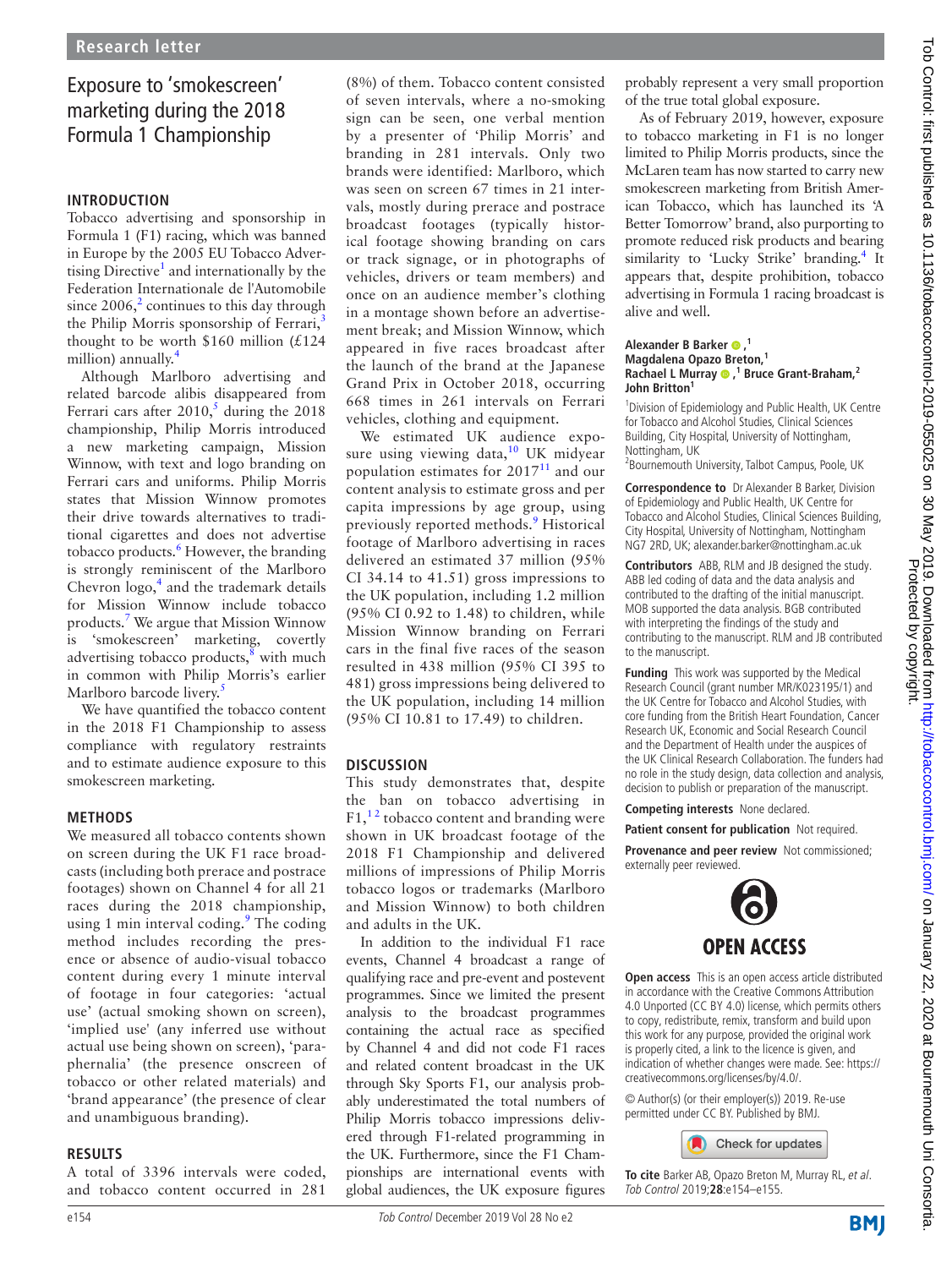Research letter

# Exposure to 'smokescreen' marketing during the 2018 Formula 1 Championship

## INTRODUCTION

Tobacco advertising and sponsorship in Formula 1 (F1) racing, which was banned in Europe by the 2005 EU Tobacco Advertising Directive[1] and internationally by the Federation Internationale de l'Automobile since 2006,[2] continues to this day through the Philip Morris sponsorship of Ferrari,[3] thought to be worth \$160 million (£124 million) annually.[4]

Although Marlboro advertising and related barcode alibis disappeared from Ferrari cars after 2010,[5] during the 2018 championship, Philip Morris introduced a new marketing campaign, Mission Winnow, with text and logo branding on Ferrari cars and uniforms. Philip Morris states that Mission Winnow promotes their drive towards alternatives to traditional cigarettes and does not advertise tobacco products.[6] However, the branding is strongly reminiscent of the Marlboro Chevron logo,[4] and the trademark details for Mission Winnow include tobacco products.[7] We argue that Mission Winnow is 'smokescreen' marketing, covertly advertising tobacco products,[8] with much in common with Philip Morris's earlier Marlboro barcode livery.[5]

We have quantified the tobacco content in the 2018 F1 Championship to assess compliance with regulatory restraints and to estimate audience exposure to this smokescreen marketing.

## METHODS

We measured all tobacco contents shown on screen during the UK F1 race broadcasts (including both prerace and postrace footages) shown on Channel 4 for all 21 races during the 2018 championship, using 1 min interval coding.[9] The coding method includes recording the presence or absence of audio-visual tobacco content during every 1 minute interval of footage in four categories: 'actual use' (actual smoking shown on screen), 'implied use' (any inferred use without actual use being shown on screen), 'paraphernalia' (the presence onscreen of tobacco or other related materials) and 'brand appearance' (the presence of clear and unambiguous branding).

## RESULTS

A total of 3396 intervals were coded, and tobacco content occurred in 281 (8%) of them. Tobacco content consisted of seven intervals, where a no-smoking sign can be seen, one verbal mention by a presenter of 'Philip Morris' and branding in 281 intervals. Only two brands were identified: Marlboro, which was seen on screen 67 times in 21 intervals, mostly during prerace and postrace broadcast footages (typically historical footage showing branding on cars or track signage, or in photographs of vehicles, drivers or team members) and once on an audience member's clothing in a montage shown before an advertisement break; and Mission Winnow, which appeared in five races broadcast after the launch of the brand at the Japanese Grand Prix in October 2018, occurring 668 times in 261 intervals on Ferrari vehicles, clothing and equipment.

We estimated UK audience exposure using viewing data,[10] UK midyear population estimates for 2017[11] and our content analysis to estimate gross and per capita impressions by age group, using previously reported methods.[9] Historical footage of Marlboro advertising in races delivered an estimated 37 million (95% CI 34.14 to 41.51) gross impressions to the UK population, including 1.2 million (95% CI 0.92 to 1.48) to children, while Mission Winnow branding on Ferrari cars in the final five races of the season resulted in 438 million (95% CI 395 to 481) gross impressions being delivered to the UK population, including 14 million (95% CI 10.81 to 17.49) to children.

## DISCUSSION

This study demonstrates that, despite the ban on tobacco advertising in F1,[1 2] tobacco content and branding were shown in UK broadcast footage of the 2018 F1 Championship and delivered millions of impressions of Philip Morris tobacco logos or trademarks (Marlboro and Mission Winnow) to both children and adults in the UK.

In addition to the individual F1 race events, Channel 4 broadcast a range of qualifying race and pre-event and postevent programmes. Since we limited the present analysis to the broadcast programmes containing the actual race as specified by Channel 4 and did not code F1 races and related content broadcast in the UK through Sky Sports F1, our analysis probably underestimated the total numbers of Philip Morris tobacco impressions delivered through F1-related programming in the UK. Furthermore, since the F1 Championships are international events with global audiences, the UK exposure figures probably represent a very small proportion of the true total global exposure.

As of February 2019, however, exposure to tobacco marketing in F1 is no longer limited to Philip Morris products, since the McLaren team has now started to carry new smokescreen marketing from British American Tobacco, which has launched its 'A Better Tomorrow' brand, also purporting to promote reduced risk products and bearing similarity to 'Lucky Strike' branding.[4] It appears that, despite prohibition, tobacco advertising in Formula 1 racing broadcast is alive and well.

**Alexander B Barker**,[1] **Magdalena Opazo Breton**,[1] **Rachael L Murray**,[1] **Bruce Grant-Braham**,[2] **John Britton**[1]

[1]Division of Epidemiology and Public Health, UK Centre for Tobacco and Alcohol Studies, Clinical Sciences Building, City Hospital, University of Nottingham, Nottingham, UK
[2]Bournemouth University, Talbot Campus, Poole, UK

**Correspondence to** Dr Alexander B Barker, Division of Epidemiology and Public Health, UK Centre for Tobacco and Alcohol Studies, Clinical Sciences Building, City Hospital, University of Nottingham, Nottingham NG7 2RD, UK; alexander.barker@nottingham.ac.uk

**Contributors** ABB, RLM and JB designed the study. ABB led coding of data and the data analysis and contributed to the drafting of the initial manuscript. MOB supported the data analysis. BGB contributed with interpreting the findings of the study and contributing to the manuscript. RLM and JB contributed to the manuscript.

**Funding** This work was supported by the Medical Research Council (grant number MR/K023195/1) and the UK Centre for Tobacco and Alcohol Studies, with core funding from the British Heart Foundation, Cancer Research UK, Economic and Social Research Council and the Department of Health under the auspices of the UK Clinical Research Collaboration. The funders had no role in the study design, data collection and analysis, decision to publish or preparation of the manuscript.

**Competing interests** None declared.

**Patient consent for publication** Not required.

**Provenance and peer review** Not commissioned; externally peer reviewed.

**Open access** This is an open access article distributed in accordance with the Creative Commons Attribution 4.0 Unported (CC BY 4.0) license, which permits others to copy, redistribute, remix, transform and build upon this work for any purpose, provided the original work is properly cited, a link to the licence is given, and indication of whether changes were made. See: https://creativecommons.org/licenses/by/4.0/.

© Author(s) (or their employer(s)) 2019. Re-use permitted under CC BY. Published by BMJ.

**To cite** Barker AB, Opazo Breton M, Murray RL, *et al*. *Tob Control* 2019;**28**:e154–e155.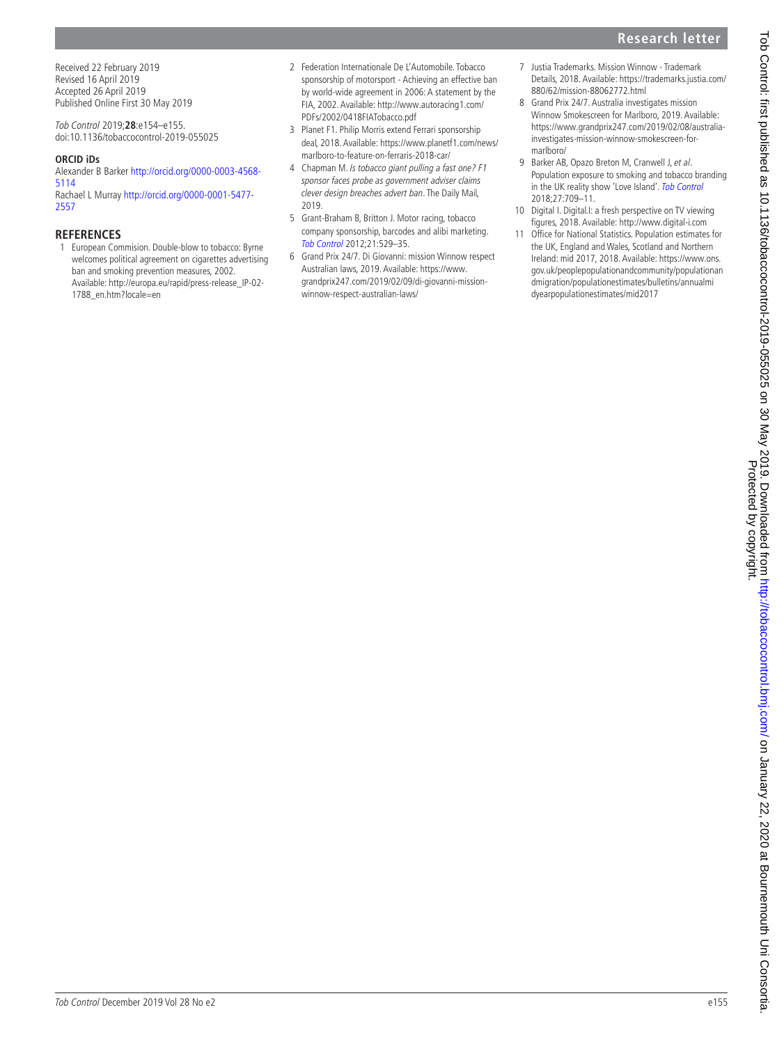Received 22 February 2019
Revised 16 April 2019
Accepted 26 April 2019
Published Online First 30 May 2019

*Tob Control* 2019;**28**:e154–e155.
doi:10.1136/tobaccocontrol-2019-055025

**ORCID iDs**

Alexander B Barker http://orcid.org/0000-0003-4568-5114
Rachael L Murray http://orcid.org/0000-0001-5477-2557

## REFERENCES

1. European Commision. Double-blow to tobacco: Byrne welcomes political agreement on cigarettes advertising ban and smoking prevention measures, 2002. Available: http://europa.eu/rapid/press-release_IP-02-1788_en.htm?locale=en
2. Federation Internationale De L'Automobile. Tobacco sponsorship of motorsport - Achieving an effective ban by world-wide agreement in 2006: A statement by the FIA, 2002. Available: http://www.autoracing1.com/PDFs/2002/0418FIATobacco.pdf
3. Planet F1. Philip Morris extend Ferrari sponsorship deal, 2018. Available: https://www.planetf1.com/news/marlboro-to-feature-on-ferraris-2018-car/
4. Chapman M. *Is tobacco giant pulling a fast one? F1 sponsor faces probe as government adviser claims clever design breaches advert ban*. The Daily Mail, 2019.
5. Grant-Braham B, Britton J. Motor racing, tobacco company sponsorship, barcodes and alibi marketing. *Tob Control* 2012;21:529–35.
6. Grand Prix 24/7. Di Giovanni: mission Winnow respect Australian laws, 2019. Available: https://www.grandprix247.com/2019/02/09/di-giovanni-mission-winnow-respect-australian-laws/
7. Justia Trademarks. Mission Winnow - Trademark Details, 2018. Available: https://trademarks.justia.com/880/62/mission-88062772.html
8. Grand Prix 24/7. Australia investigates mission Winnow Smokescreen for Marlboro, 2019. Available: https://www.grandprix247.com/2019/02/08/australia-investigates-mission-winnow-smokescreen-for-marlboro/
9. Barker AB, Opazo Breton M, Cranwell J, *et al*. Population exposure to smoking and tobacco branding in the UK reality show 'Love Island'. *Tob Control* 2018;27:709–11.
10. Digital I. Digital.I: a fresh perspective on TV viewing figures, 2018. Available: http://www.digital-i.com
11. Office for National Statistics. Population estimates for the UK, England and Wales, Scotland and Northern Ireland: mid 2017, 2018. Available: https://www.ons.gov.uk/peoplepopulationandcommunity/populationandmigration/populationestimates/bulletins/annualmidyearpopulationestimates/mid2017